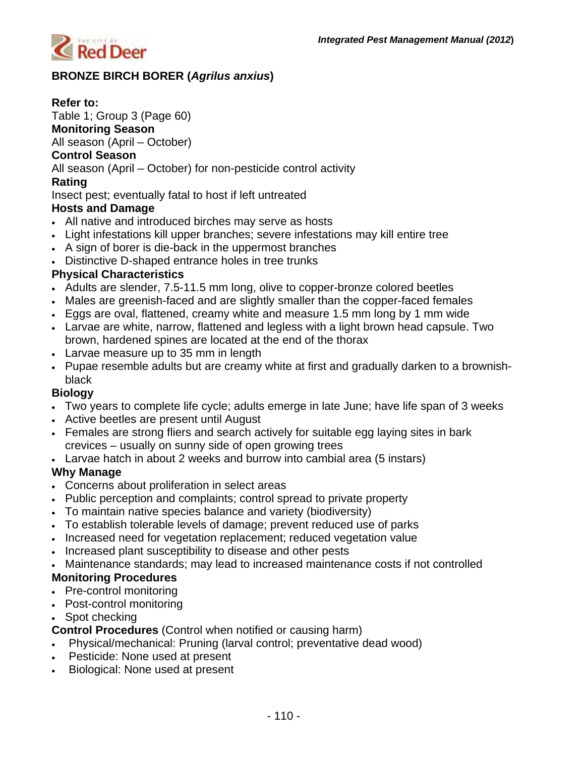## BRONZE BIRCH BORER (*Agrilus anxius*)

**Refer to:**
Table 1; Group 3 (Page 60)

**Monitoring Season**
All season (April – October)

**Control Season**
All season (April – October) for non-pesticide control activity

**Rating**
Insect pest; eventually fatal to host if left untreated

**Hosts and Damage**
- All native and introduced birches may serve as hosts
- Light infestations kill upper branches; severe infestations may kill entire tree
- A sign of borer is die-back in the uppermost branches
- Distinctive D-shaped entrance holes in tree trunks

**Physical Characteristics**
- Adults are slender, 7.5-11.5 mm long, olive to copper-bronze colored beetles
- Males are greenish-faced and are slightly smaller than the copper-faced females
- Eggs are oval, flattened, creamy white and measure 1.5 mm long by 1 mm wide
- Larvae are white, narrow, flattened and legless with a light brown head capsule. Two brown, hardened spines are located at the end of the thorax
- Larvae measure up to 35 mm in length
- Pupae resemble adults but are creamy white at first and gradually darken to a brownish-black

**Biology**
- Two years to complete life cycle; adults emerge in late June; have life span of 3 weeks
- Active beetles are present until August
- Females are strong fliers and search actively for suitable egg laying sites in bark crevices – usually on sunny side of open growing trees
- Larvae hatch in about 2 weeks and burrow into cambial area (5 instars)

**Why Manage**
- Concerns about proliferation in select areas
- Public perception and complaints; control spread to private property
- To maintain native species balance and variety (biodiversity)
- To establish tolerable levels of damage; prevent reduced use of parks
- Increased need for vegetation replacement; reduced vegetation value
- Increased plant susceptibility to disease and other pests
- Maintenance standards; may lead to increased maintenance costs if not controlled

**Monitoring Procedures**
- Pre-control monitoring
- Post-control monitoring
- Spot checking

**Control Procedures** (Control when notified or causing harm)
- Physical/mechanical: Pruning (larval control; preventative dead wood)
- Pesticide: None used at present
- Biological: None used at present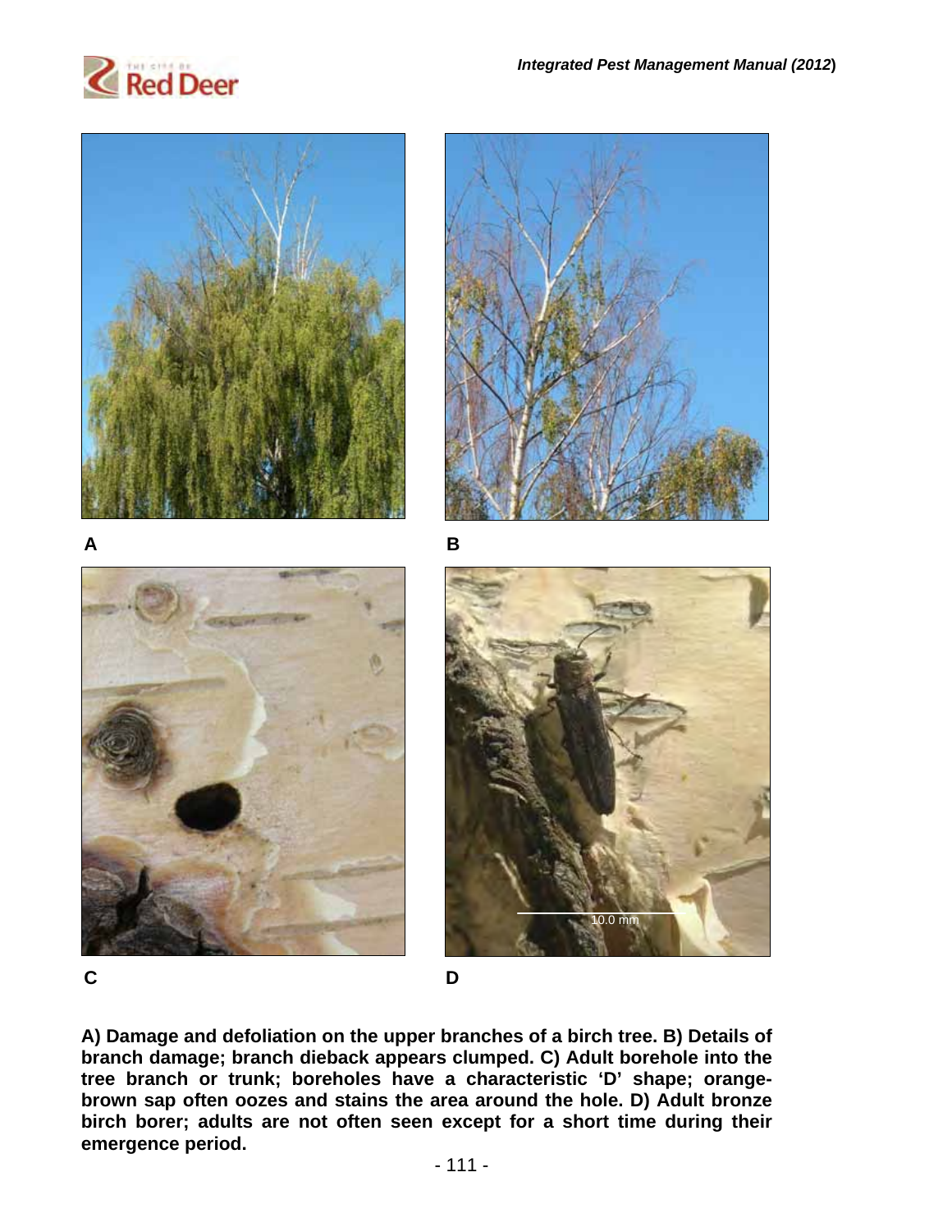A

B

C

D

**A) Damage and defoliation on the upper branches of a birch tree. B) Details of branch damage; branch dieback appears clumped. C) Adult borehole into the tree branch or trunk; boreholes have a characteristic 'D' shape; orange-brown sap often oozes and stains the area around the hole. D) Adult bronze birch borer; adults are not often seen except for a short time during their emergence period.**